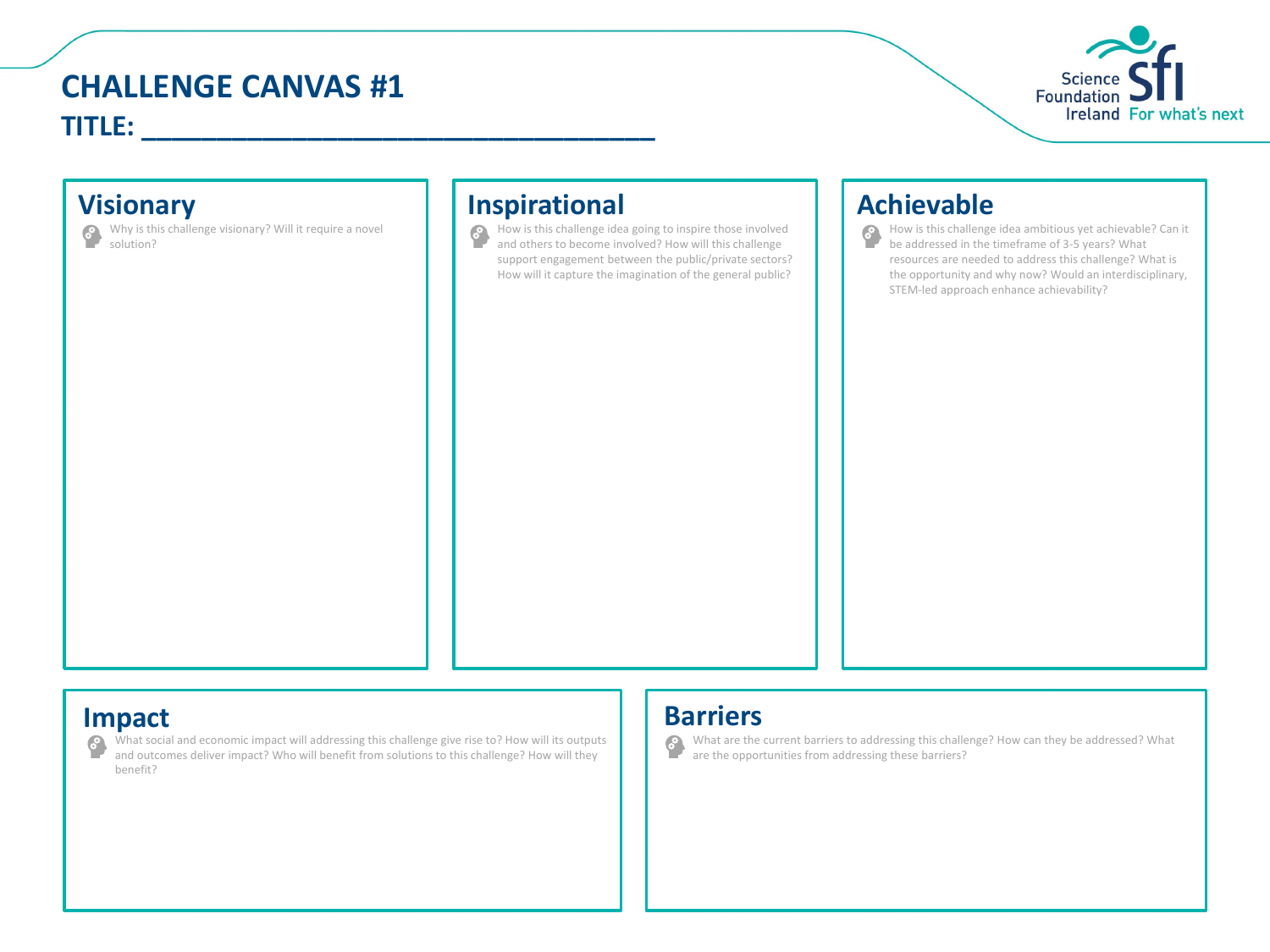# CHALLENGE CANVAS #1

**TITLE: ___________________________________**

Science Foundation Ireland — For what's next

## Visionary

Why is this challenge visionary? Will it require a novel solution?

## Inspirational

How is this challenge idea going to inspire those involved and others to become involved? How will this challenge support engagement between the public/private sectors? How will it capture the imagination of the general public?

## Achievable

How is this challenge idea ambitious yet achievable? Can it be addressed in the timeframe of 3-5 years? What resources are needed to address this challenge? What is the opportunity and why now? Would an interdisciplinary, STEM-led approach enhance achievability?

## Impact

What social and economic impact will addressing this challenge give rise to? How will its outputs and outcomes deliver impact? Who will benefit from solutions to this challenge? How will they benefit?

## Barriers

What are the current barriers to addressing this challenge? How can they be addressed? What are the opportunities from addressing these barriers?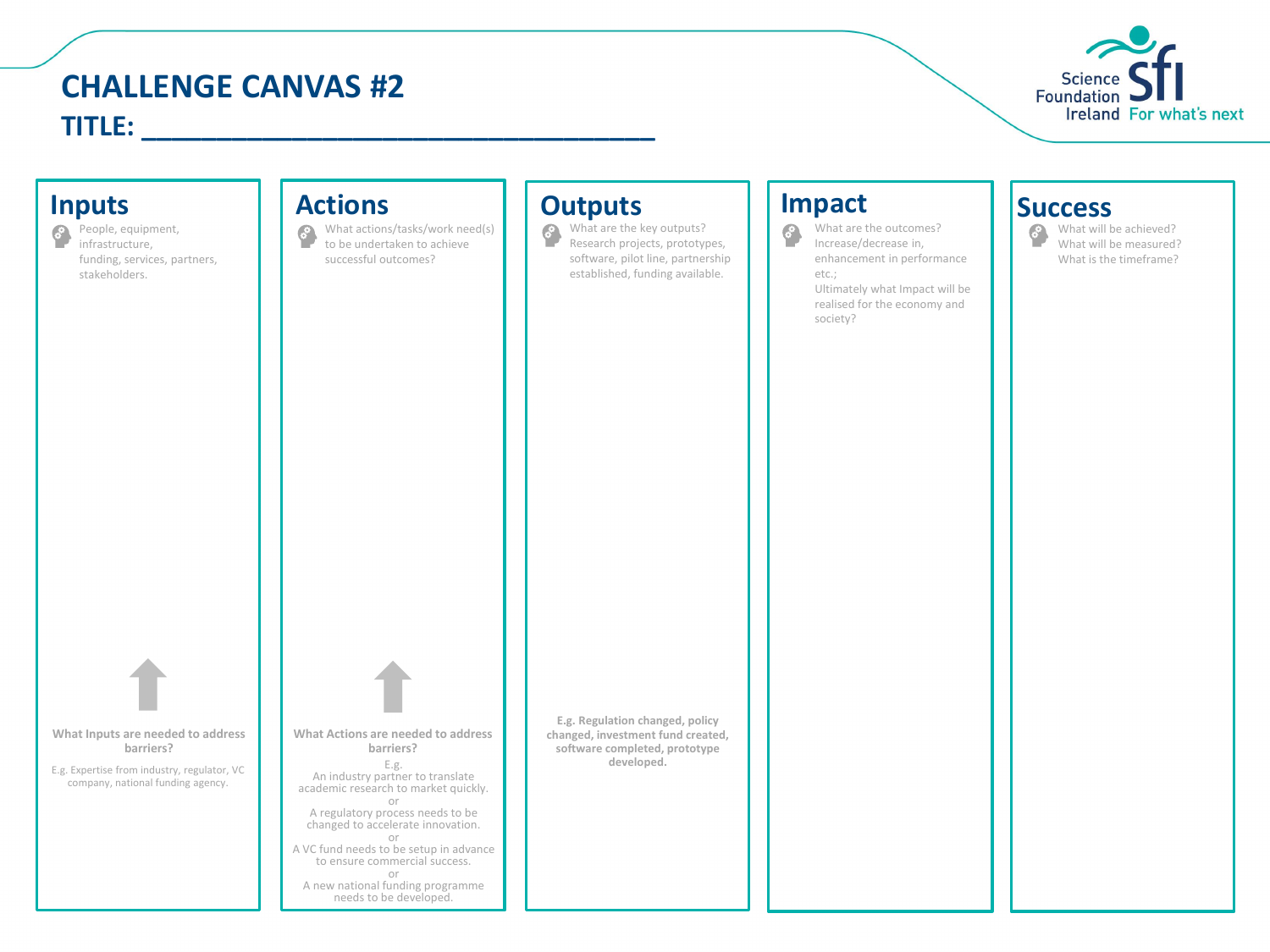# CHALLENGE CANVAS #2

**TITLE: ___________________________________**

Science Foundation Ireland For what's next

## Inputs

People, equipment, infrastructure, funding, services, partners, stakeholders.

**What Inputs are needed to address barriers?**

E.g. Expertise from industry, regulator, VC company, national funding agency.

## Actions

What actions/tasks/work need(s) to be undertaken to achieve successful outcomes?

**What Actions are needed to address barriers?**

E.g.
An industry partner to translate academic research to market quickly.
or
A regulatory process needs to be changed to accelerate innovation.
or
A VC fund needs to be setup in advance to ensure commercial success.
or
A new national funding programme needs to be developed.

## Outputs

What are the key outputs? Research projects, prototypes, software, pilot line, partnership established, funding available.

**E.g. Regulation changed, policy changed, investment fund created, software completed, prototype developed.**

## Impact

What are the outcomes? Increase/decrease in, enhancement in performance etc.;

Ultimately what Impact will be realised for the economy and society?

## Success

What will be achieved?
What will be measured?
What is the timeframe?